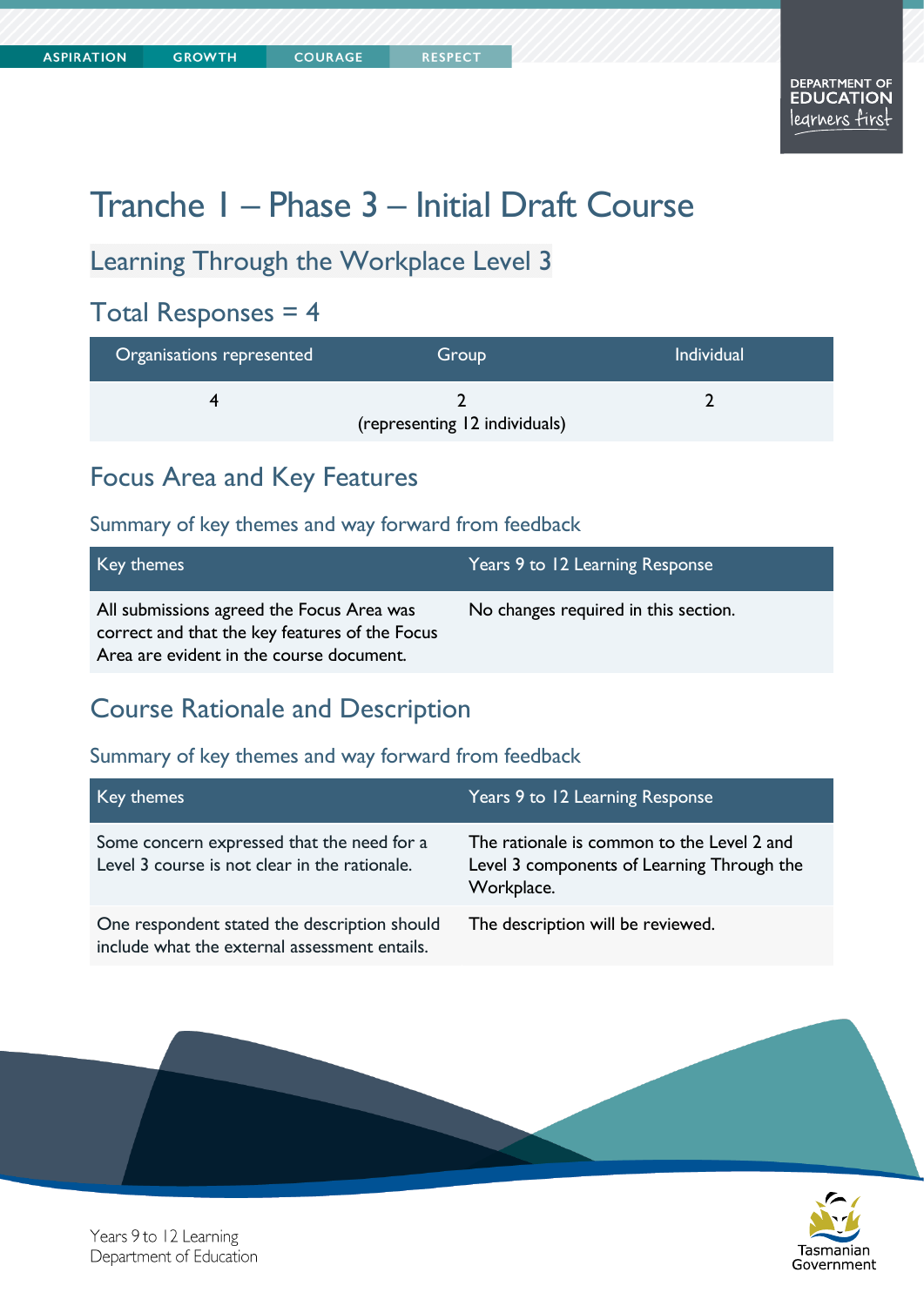# Tranche 1 – Phase 3 – Initial Draft Course

## Learning Through the Workplace Level 3

## Total Responses = 4

| Organisations represented | Group | Individual |
|---|---|---|
| 4 | 2 (representing 12 individuals) | 2 |

## Focus Area and Key Features

### Summary of key themes and way forward from feedback

| Key themes | Years 9 to 12 Learning Response |
|---|---|
| All submissions agreed the Focus Area was correct and that the key features of the Focus Area are evident in the course document. | No changes required in this section. |

## Course Rationale and Description

### Summary of key themes and way forward from feedback

| Key themes | Years 9 to 12 Learning Response |
|---|---|
| Some concern expressed that the need for a Level 3 course is not clear in the rationale. | The rationale is common to the Level 2 and Level 3 components of Learning Through the Workplace. |
| One respondent stated the description should include what the external assessment entails. | The description will be reviewed. |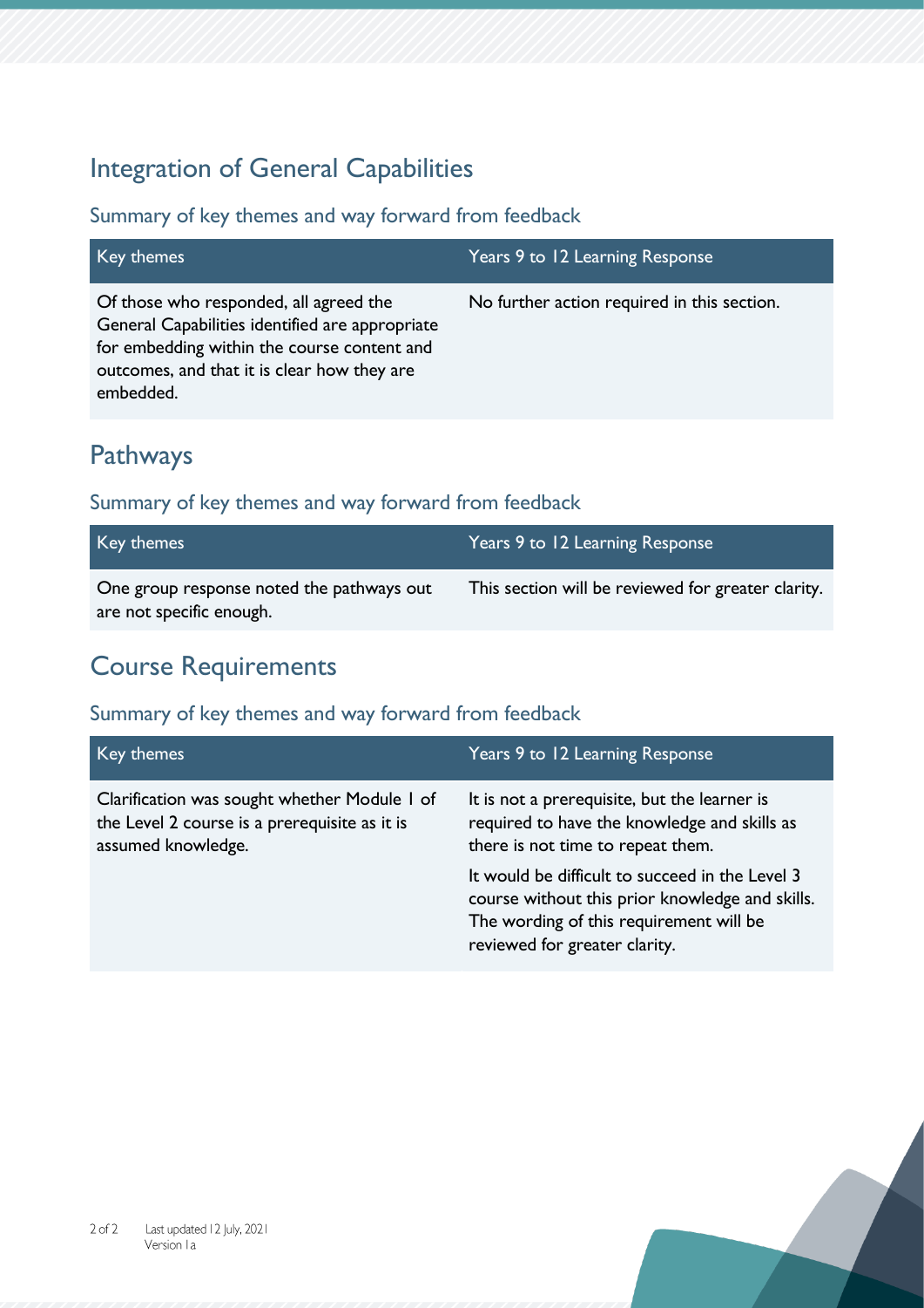## Integration of General Capabilities

### Summary of key themes and way forward from feedback

| Key themes | Years 9 to 12 Learning Response |
| --- | --- |
| Of those who responded, all agreed the General Capabilities identified are appropriate for embedding within the course content and outcomes, and that it is clear how they are embedded. | No further action required in this section. |

## Pathways

### Summary of key themes and way forward from feedback

| Key themes | Years 9 to 12 Learning Response |
| --- | --- |
| One group response noted the pathways out are not specific enough. | This section will be reviewed for greater clarity. |

## Course Requirements

### Summary of key themes and way forward from feedback

| Key themes | Years 9 to 12 Learning Response |
| --- | --- |
| Clarification was sought whether Module 1 of the Level 2 course is a prerequisite as it is assumed knowledge. | It is not a prerequisite, but the learner is required to have the knowledge and skills as there is not time to repeat them.<br><br>It would be difficult to succeed in the Level 3 course without this prior knowledge and skills. The wording of this requirement will be reviewed for greater clarity. |

Last updated 12 July, 2021
Version 1a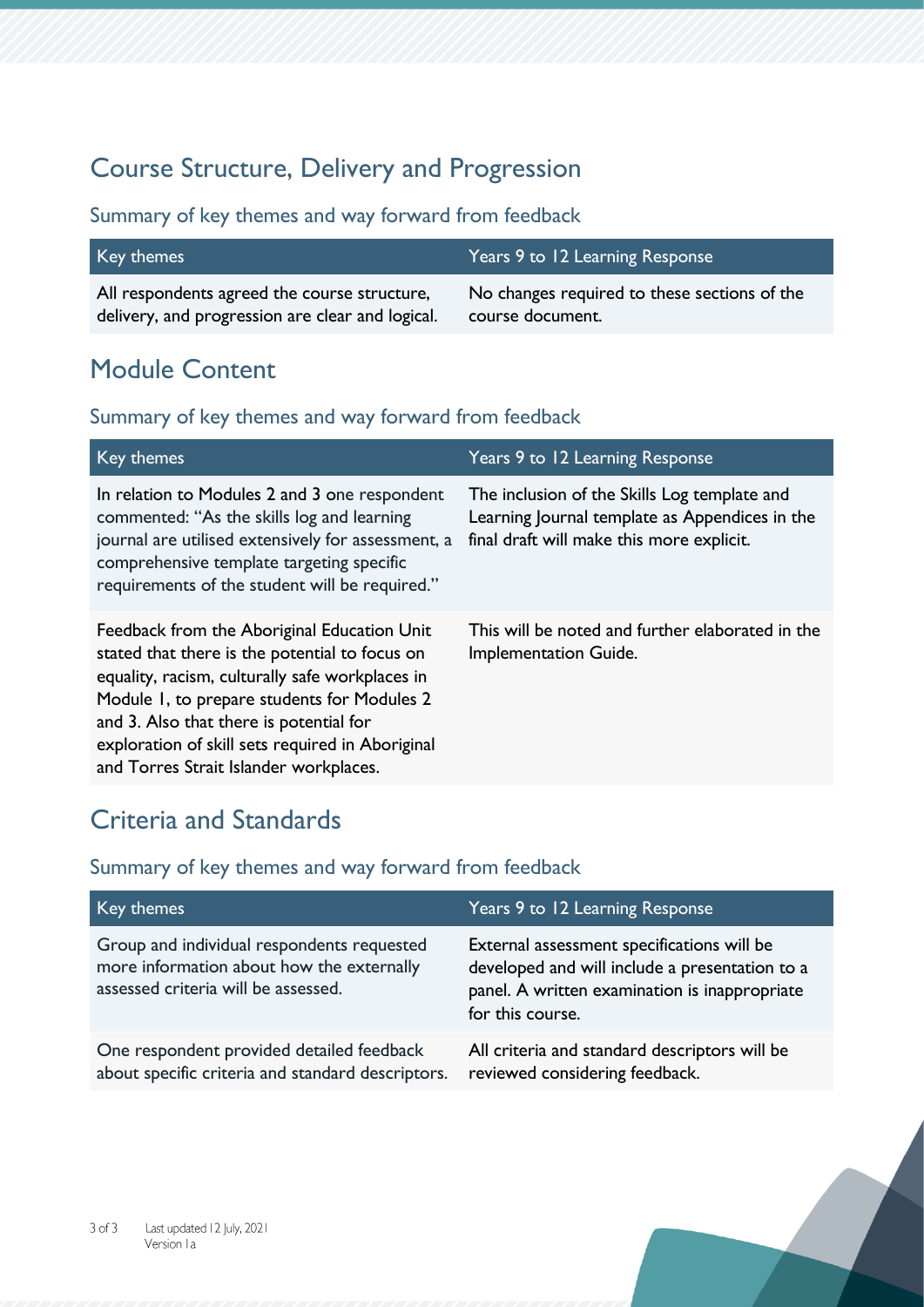## Course Structure, Delivery and Progression

### Summary of key themes and way forward from feedback

| Key themes | Years 9 to 12 Learning Response |
|---|---|
| All respondents agreed the course structure, delivery, and progression are clear and logical. | No changes required to these sections of the course document. |

## Module Content

### Summary of key themes and way forward from feedback

| Key themes | Years 9 to 12 Learning Response |
|---|---|
| In relation to Modules 2 and 3 one respondent commented: "As the skills log and learning journal are utilised extensively for assessment, a comprehensive template targeting specific requirements of the student will be required." | The inclusion of the Skills Log template and Learning Journal template as Appendices in the final draft will make this more explicit. |
| Feedback from the Aboriginal Education Unit stated that there is the potential to focus on equality, racism, culturally safe workplaces in Module 1, to prepare students for Modules 2 and 3. Also that there is potential for exploration of skill sets required in Aboriginal and Torres Strait Islander workplaces. | This will be noted and further elaborated in the Implementation Guide. |

## Criteria and Standards

### Summary of key themes and way forward from feedback

| Key themes | Years 9 to 12 Learning Response |
|---|---|
| Group and individual respondents requested more information about how the externally assessed criteria will be assessed. | External assessment specifications will be developed and will include a presentation to a panel. A written examination is inappropriate for this course. |
| One respondent provided detailed feedback about specific criteria and standard descriptors. | All criteria and standard descriptors will be reviewed considering feedback. |

Last updated 12 July, 2021
Version 1a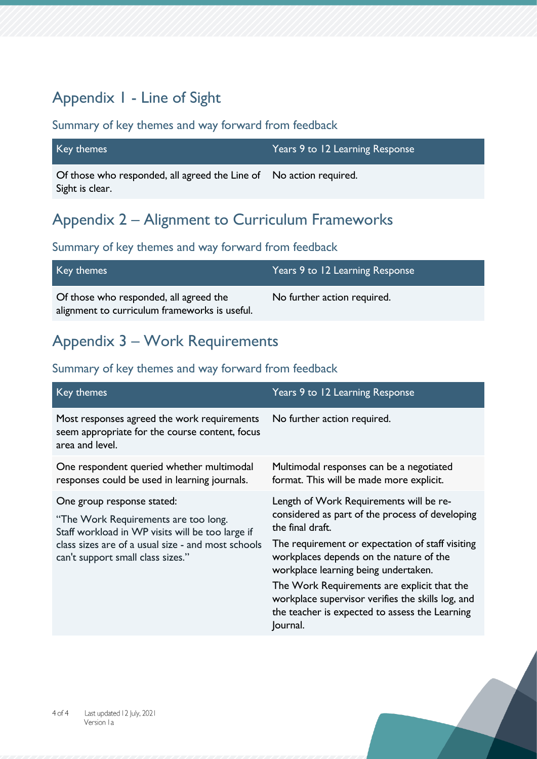## Appendix 1 - Line of Sight

### Summary of key themes and way forward from feedback

| Key themes | Years 9 to 12 Learning Response |
| --- | --- |
| Of those who responded, all agreed the Line of Sight is clear. | No action required. |

## Appendix 2 – Alignment to Curriculum Frameworks

### Summary of key themes and way forward from feedback

| Key themes | Years 9 to 12 Learning Response |
| --- | --- |
| Of those who responded, all agreed the alignment to curriculum frameworks is useful. | No further action required. |

## Appendix 3 – Work Requirements

### Summary of key themes and way forward from feedback

| Key themes | Years 9 to 12 Learning Response |
| --- | --- |
| Most responses agreed the work requirements seem appropriate for the course content, focus area and level. | No further action required. |
| One respondent queried whether multimodal responses could be used in learning journals. | Multimodal responses can be a negotiated format. This will be made more explicit. |
| One group response stated:<br>"The Work Requirements are too long. Staff workload in WP visits will be too large if class sizes are of a usual size - and most schools can't support small class sizes." | Length of Work Requirements will be re-considered as part of the process of developing the final draft.<br>The requirement or expectation of staff visiting workplaces depends on the nature of the workplace learning being undertaken.<br>The Work Requirements are explicit that the workplace supervisor verifies the skills log, and the teacher is expected to assess the Learning Journal. |

Last updated 12 July, 2021
Version 1a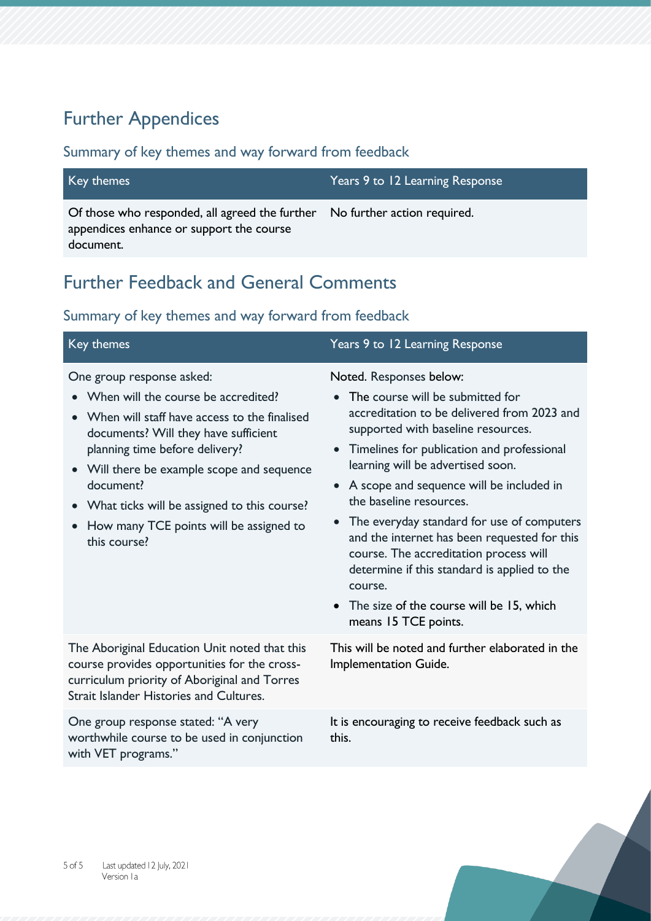## Further Appendices

### Summary of key themes and way forward from feedback

| Key themes | Years 9 to 12 Learning Response |
|---|---|
| Of those who responded, all agreed the further appendices enhance or support the course document. | No further action required. |

## Further Feedback and General Comments

### Summary of key themes and way forward from feedback

| Key themes | Years 9 to 12 Learning Response |
|---|---|
| One group response asked:<br>• When will the course be accredited?<br>• When will staff have access to the finalised documents? Will they have sufficient planning time before delivery?<br>• Will there be example scope and sequence document?<br>• What ticks will be assigned to this course?<br>• How many TCE points will be assigned to this course? | Noted. Responses below:<br>• The course will be submitted for accreditation to be delivered from 2023 and supported with baseline resources.<br>• Timelines for publication and professional learning will be advertised soon.<br>• A scope and sequence will be included in the baseline resources.<br>• The everyday standard for use of computers and the internet has been requested for this course. The accreditation process will determine if this standard is applied to the course.<br>• The size of the course will be 15, which means 15 TCE points. |
| The Aboriginal Education Unit noted that this course provides opportunities for the cross-curriculum priority of Aboriginal and Torres Strait Islander Histories and Cultures. | This will be noted and further elaborated in the Implementation Guide. |
| One group response stated: "A very worthwhile course to be used in conjunction with VET programs." | It is encouraging to receive feedback such as this. |

Last updated 12 July, 2021
Version 1a